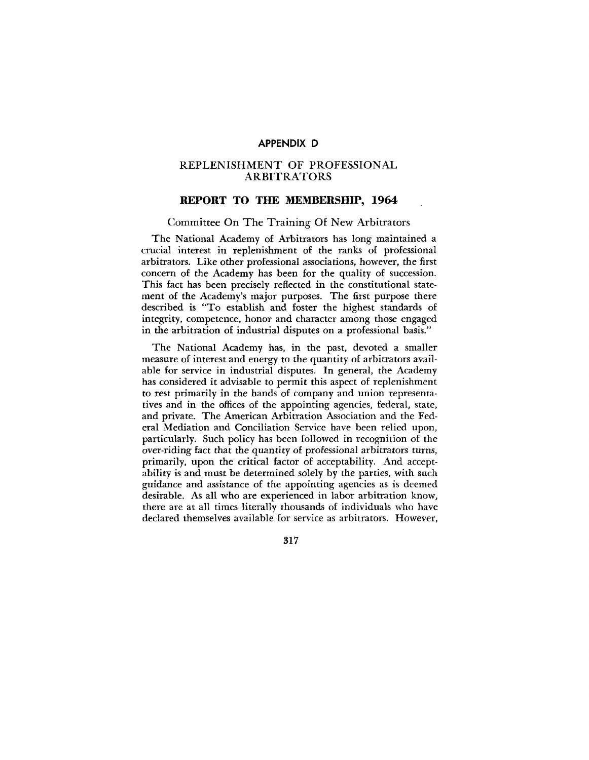# APPENDIX D

## REPLENISHMENT OF PROFESSIONAL ARBITRATORS

## REPORT TO THE MEMBERSHIP, 1964

### Committee On The Training Of New Arbitrators

The National Academy of Arbitrators has long maintained a crucial interest in replenishment of the ranks of professional arbitrators. Like other professional associations, however, the first concern of the Academy has been for the quality of succession. This fact has been precisely reflected in the constitutional statement of the Academy's major purposes. The first purpose there described is "To establish and foster the highest standards of integrity, competence, honor and character among those engaged in the arbitration of industrial disputes on a professional basis."

The National Academy has, in the past, devoted a smaller measure of interest and energy to the quantity of arbitrators available for service in industrial disputes. In general, the Academy has considered it advisable to permit this aspect of replenishment to rest primarily in the hands of company and union representatives and in the offices of the appointing agencies, federal, state, and private. The American Arbitration Association and the Federal Mediation and Conciliation Service have been relied upon, particularly. Such policy has been followed in recognition of the over-riding fact that the quantity of professional arbitrators turns, primarily, upon the critical factor of acceptability. And acceptability is and must be determined solely by the parties, with such guidance and assistance of the appointing agencies as is deemed desirable. As all who are experienced in labor arbitration know, there are at all times literally thousands of individuals who have declared themselves available for service as arbitrators. However,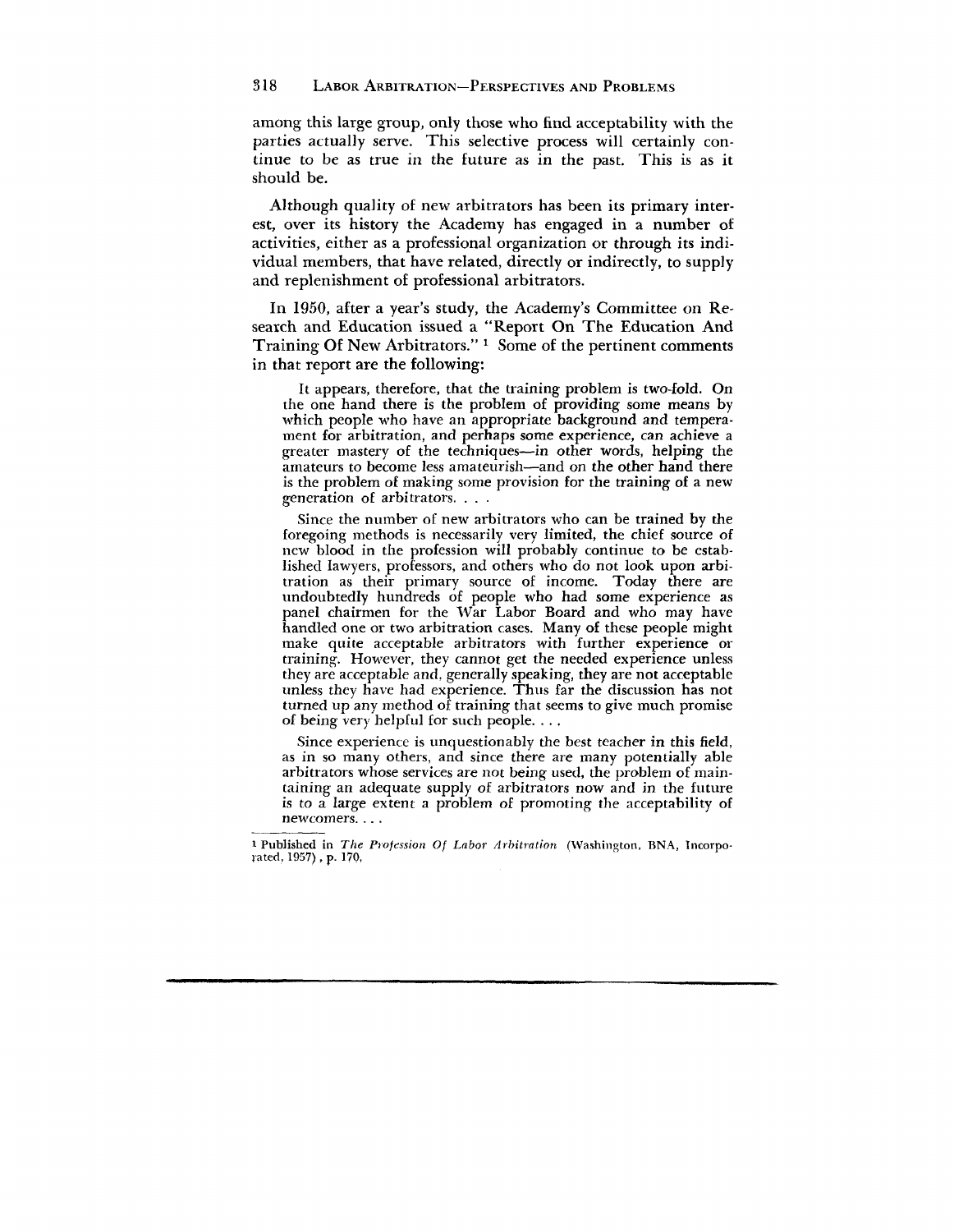among this large group, only those who find acceptability with the parties actually serve. This selective process will certainly continue to be as true in the future as in the past. This is as it should be.

Although quality of new arbitrators has been its primary interest, over its history the Academy has engaged in a number of activities, either as a professional organization or through its individual members, that have related, directly or indirectly, to supply and replenishment of professional arbitrators.

In 1950, after a year's study, the Academy's Committee on Research and Education issued a "Report On The Education And Training Of New Arbitrators." [1] Some of the pertinent comments in that report are the following:

> It appears, therefore, that the training problem is two-fold. On the one hand there is the problem of providing some means by which people who have an appropriate background and temperament for arbitration, and perhaps some experience, can achieve a greater mastery of the techniques—in other words, helping the amateurs to become less amateurish—and on the other hand there is the problem of making some provision for the training of a new generation of arbitrators. . . .
>
> Since the number of new arbitrators who can be trained by the foregoing methods is necessarily very limited, the chief source of new blood in the profession will probably continue to be established lawyers, professors, and others who do not look upon arbitration as their primary source of income. Today there are undoubtedly hundreds of people who had some experience as panel chairmen for the War Labor Board and who may have handled one or two arbitration cases. Many of these people might make quite acceptable arbitrators with further experience or training. However, they cannot get the needed experience unless they are acceptable and, generally speaking, they are not acceptable unless they have had experience. Thus far the discussion has not turned up any method of training that seems to give much promise of being very helpful for such people. . . .
>
> Since experience is unquestionably the best teacher in this field, as in so many others, and since there are many potentially able arbitrators whose services are not being used, the problem of maintaining an adequate supply of arbitrators now and in the future is to a large extent a problem of promoting the acceptability of newcomers. . . .

---

[1] Published in *The Profession Of Labor Arbitration* (Washington, BNA, Incorporated, 1957), p. 170.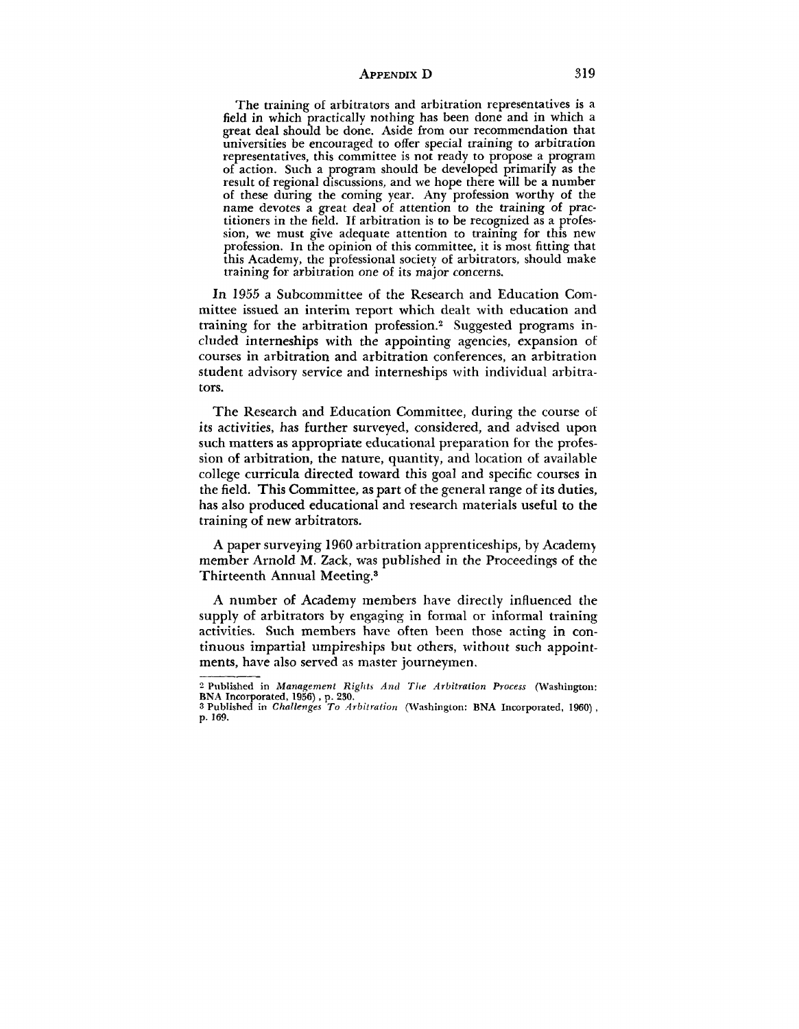> The training of arbitrators and arbitration representatives is a field in which practically nothing has been done and in which a great deal should be done. Aside from our recommendation that universities be encouraged to offer special training to arbitration representatives, this committee is not ready to propose a program of action. Such a program should be developed primarily as the result of regional discussions, and we hope there will be a number of these during the coming year. Any profession worthy of the name devotes a great deal of attention to the training of practitioners in the field. If arbitration is to be recognized as a profession, we must give adequate attention to training for this new profession. In the opinion of this committee, it is most fitting that this Academy, the professional society of arbitrators, should make training for arbitration one of its major concerns.

In 1955 a Subcommittee of the Research and Education Committee issued an interim report which dealt with education and training for the arbitration profession.[2] Suggested programs included interneships with the appointing agencies, expansion of courses in arbitration and arbitration conferences, an arbitration student advisory service and interneships with individual arbitrators.

The Research and Education Committee, during the course of its activities, has further surveyed, considered, and advised upon such matters as appropriate educational preparation for the profession of arbitration, the nature, quantity, and location of available college curricula directed toward this goal and specific courses in the field. This Committee, as part of the general range of its duties, has also produced educational and research materials useful to the training of new arbitrators.

A paper surveying 1960 arbitration apprenticeships, by Academy member Arnold M. Zack, was published in the Proceedings of the Thirteenth Annual Meeting.[3]

A number of Academy members have directly influenced the supply of arbitrators by engaging in formal or informal training activities. Such members have often been those acting in continuous impartial umpireships but others, without such appointments, have also served as master journeymen.

---

[2] Published in *Management Rights And The Arbitration Process* (Washington: BNA Incorporated, 1956), p. 230.

[3] Published in *Challenges To Arbitration* (Washington: BNA Incorporated, 1960), p. 169.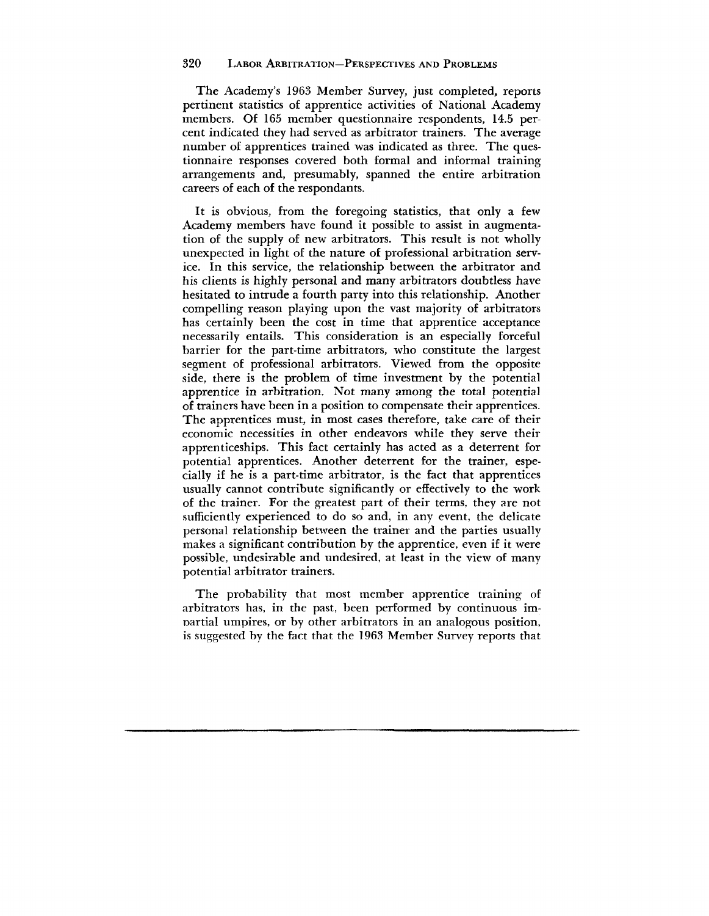The Academy's 1963 Member Survey, just completed, reports pertinent statistics of apprentice activities of National Academy members. Of 165 member questionnaire respondents, 14.5 percent indicated they had served as arbitrator trainers. The average number of apprentices trained was indicated as three. The questionnaire responses covered both formal and informal training arrangements and, presumably, spanned the entire arbitration careers of each of the respondants.

It is obvious, from the foregoing statistics, that only a few Academy members have found it possible to assist in augmentation of the supply of new arbitrators. This result is not wholly unexpected in light of the nature of professional arbitration service. In this service, the relationship between the arbitrator and his clients is highly personal and many arbitrators doubtless have hesitated to intrude a fourth party into this relationship. Another compelling reason playing upon the vast majority of arbitrators has certainly been the cost in time that apprentice acceptance necessarily entails. This consideration is an especially forceful barrier for the part-time arbitrators, who constitute the largest segment of professional arbitrators. Viewed from the opposite side, there is the problem of time investment by the potential apprentice in arbitration. Not many among the total potential of trainers have been in a position to compensate their apprentices. The apprentices must, in most cases therefore, take care of their economic necessities in other endeavors while they serve their apprenticeships. This fact certainly has acted as a deterrent for potential apprentices. Another deterrent for the trainer, especially if he is a part-time arbitrator, is the fact that apprentices usually cannot contribute significantly or effectively to the work of the trainer. For the greatest part of their terms, they are not sufficiently experienced to do so and, in any event, the delicate personal relationship between the trainer and the parties usually makes a significant contribution by the apprentice, even if it were possible, undesirable and undesired, at least in the view of many potential arbitrator trainers.

The probability that most member apprentice training of arbitrators has, in the past, been performed by continuous impartial umpires, or by other arbitrators in an analogous position, is suggested by the fact that the 1963 Member Survey reports that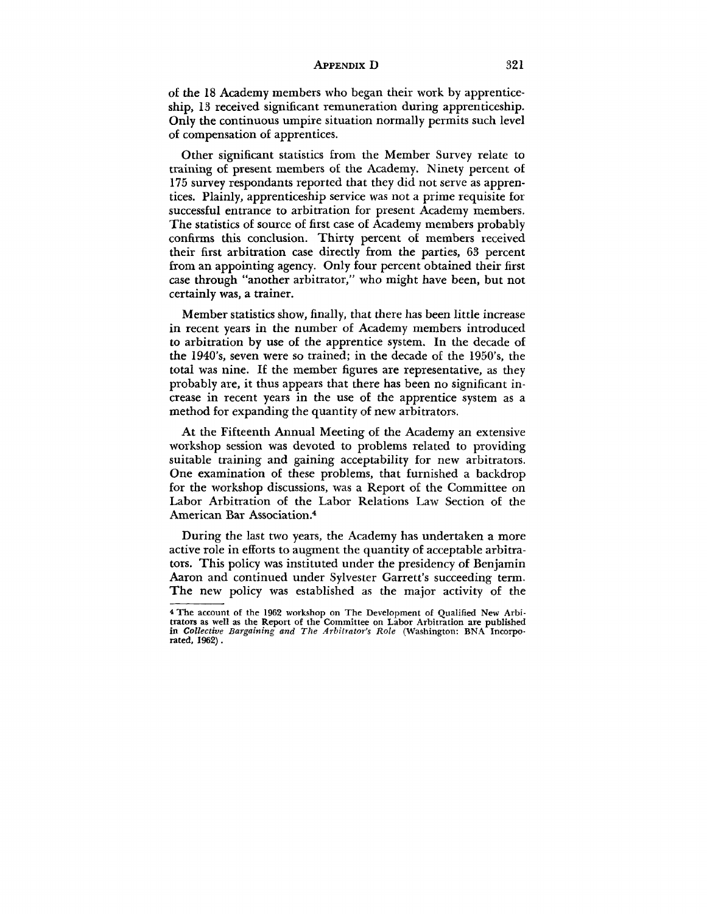of the 18 Academy members who began their work by apprenticeship, 13 received significant remuneration during apprenticeship. Only the continuous umpire situation normally permits such level of compensation of apprentices.

Other significant statistics from the Member Survey relate to training of present members of the Academy. Ninety percent of 175 survey respondants reported that they did not serve as apprentices. Plainly, apprenticeship service was not a prime requisite for successful entrance to arbitration for present Academy members. The statistics of source of first case of Academy members probably confirms this conclusion. Thirty percent of members received their first arbitration case directly from the parties, 63 percent from an appointing agency. Only four percent obtained their first case through "another arbitrator," who might have been, but not certainly was, a trainer.

Member statistics show, finally, that there has been little increase in recent years in the number of Academy members introduced to arbitration by use of the apprentice system. In the decade of the 1940's, seven were so trained; in the decade of the 1950's, the total was nine. If the member figures are representative, as they probably are, it thus appears that there has been no significant increase in recent years in the use of the apprentice system as a method for expanding the quantity of new arbitrators.

At the Fifteenth Annual Meeting of the Academy an extensive workshop session was devoted to problems related to providing suitable training and gaining acceptability for new arbitrators. One examination of these problems, that furnished a backdrop for the workshop discussions, was a Report of the Committee on Labor Arbitration of the Labor Relations Law Section of the American Bar Association.[4]

During the last two years, the Academy has undertaken a more active role in efforts to augment the quantity of acceptable arbitrators. This policy was instituted under the presidency of Benjamin Aaron and continued under Sylvester Garrett's succeeding term. The new policy was established as the major activity of the

[4] The account of the 1962 workshop on The Development of Qualified New Arbitrators as well as the Report of the Committee on Labor Arbitration are published in *Collective Bargaining and The Arbitrator's Role* (Washington: BNA Incorporated, 1962).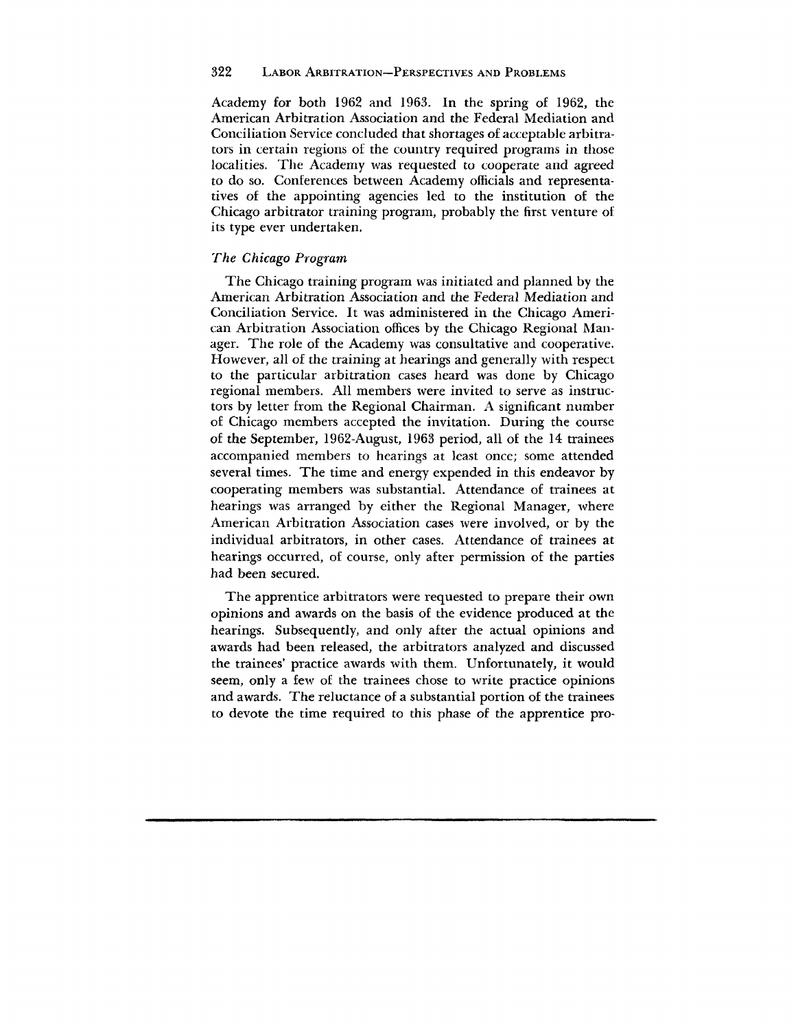Academy for both 1962 and 1963. In the spring of 1962, the American Arbitration Association and the Federal Mediation and Conciliation Service concluded that shortages of acceptable arbitrators in certain regions of the country required programs in those localities. The Academy was requested to cooperate and agreed to do so. Conferences between Academy officials and representatives of the appointing agencies led to the institution of the Chicago arbitrator training program, probably the first venture of its type ever undertaken.

### *The Chicago Program*

The Chicago training program was initiated and planned by the American Arbitration Association and the Federal Mediation and Conciliation Service. It was administered in the Chicago American Arbitration Association offices by the Chicago Regional Manager. The role of the Academy was consultative and cooperative. However, all of the training at hearings and generally with respect to the particular arbitration cases heard was done by Chicago regional members. All members were invited to serve as instructors by letter from the Regional Chairman. A significant number of Chicago members accepted the invitation. During the course of the September, 1962-August, 1963 period, all of the 14 trainees accompanied members to hearings at least once; some attended several times. The time and energy expended in this endeavor by cooperating members was substantial. Attendance of trainees at hearings was arranged by either the Regional Manager, where American Arbitration Association cases were involved, or by the individual arbitrators, in other cases. Attendance of trainees at hearings occurred, of course, only after permission of the parties had been secured.

The apprentice arbitrators were requested to prepare their own opinions and awards on the basis of the evidence produced at the hearings. Subsequently, and only after the actual opinions and awards had been released, the arbitrators analyzed and discussed the trainees' practice awards with them. Unfortunately, it would seem, only a few of the trainees chose to write practice opinions and awards. The reluctance of a substantial portion of the trainees to devote the time required to this phase of the apprentice pro-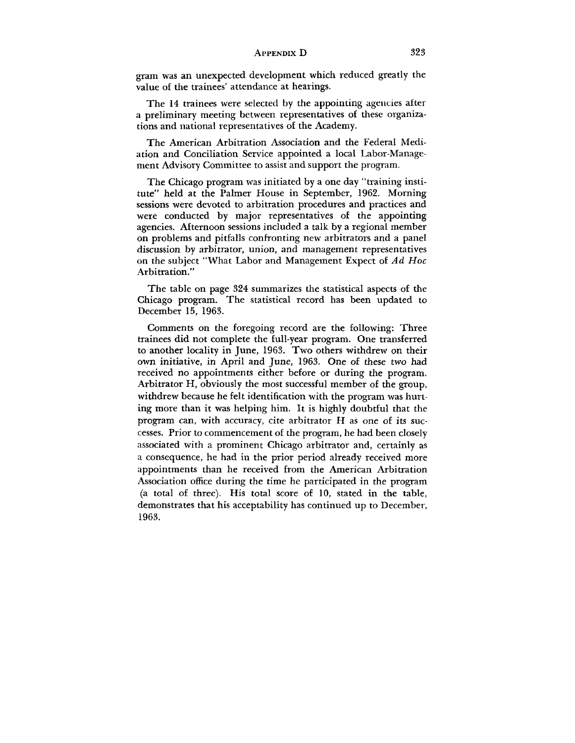gram was an unexpected development which reduced greatly the value of the trainees' attendance at hearings.

The 14 trainees were selected by the appointing agencies after a preliminary meeting between representatives of these organizations and national representatives of the Academy.

The American Arbitration Association and the Federal Mediation and Conciliation Service appointed a local Labor-Management Advisory Committee to assist and support the program.

The Chicago program was initiated by a one day "training institute" held at the Palmer House in September, 1962. Morning sessions were devoted to arbitration procedures and practices and were conducted by major representatives of the appointing agencies. Afternoon sessions included a talk by a regional member on problems and pitfalls confronting new arbitrators and a panel discussion by arbitrator, union, and management representatives on the subject "What Labor and Management Expect of *Ad Hoc* Arbitration."

The table on page 324 summarizes the statistical aspects of the Chicago program. The statistical record has been updated to December 15, 1963.

Comments on the foregoing record are the following: Three trainees did not complete the full-year program. One transferred to another locality in June, 1963. Two others withdrew on their own initiative, in April and June, 1963. One of these two had received no appointments either before or during the program. Arbitrator H, obviously the most successful member of the group, withdrew because he felt identification with the program was hurting more than it was helping him. It is highly doubtful that the program can, with accuracy, cite arbitrator H as one of its successes. Prior to commencement of the program, he had been closely associated with a prominent Chicago arbitrator and, certainly as a consequence, he had in the prior period already received more appointments than he received from the American Arbitration Association office during the time he participated in the program (a total of three). His total score of 10, stated in the table, demonstrates that his acceptability has continued up to December, 1963.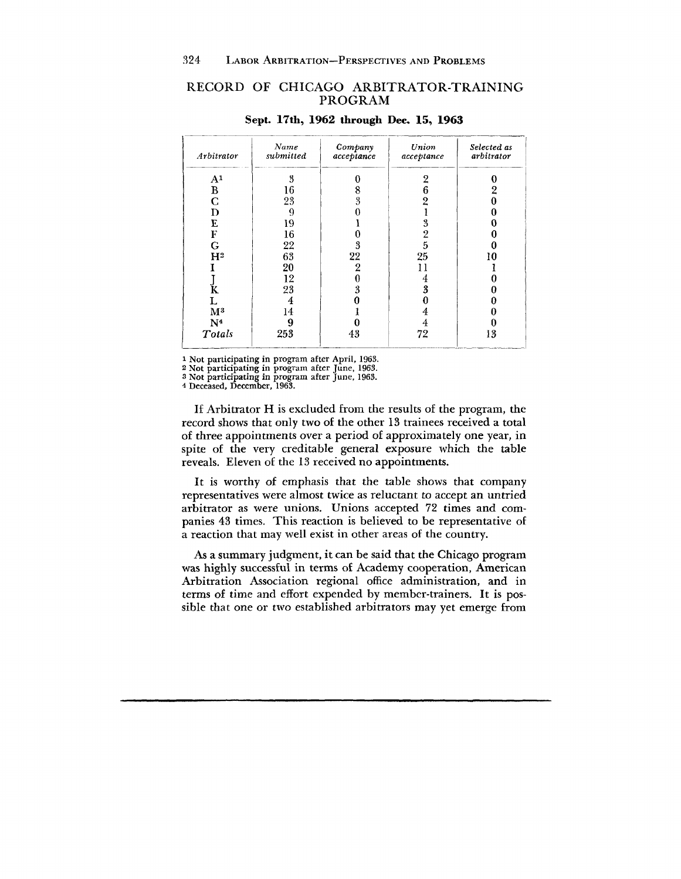## RECORD OF CHICAGO ARBITRATOR-TRAINING PROGRAM

**Sept. 17th, 1962 through Dec. 15, 1963**

| *Arbitrator* | *Name submitted* | *Company acceptance* | *Union acceptance* | *Selected as arbitrator* |
|---|---|---|---|---|
| A[1] | 3 | 0 | 2 | 0 |
| B | 16 | 8 | 6 | 2 |
| C | 23 | 3 | 2 | 0 |
| D | 9 | 0 | 1 | 0 |
| E | 19 | 1 | 3 | 0 |
| F | 16 | 0 | 2 | 0 |
| G | 22 | 3 | 5 | 0 |
| H[2] | 63 | 22 | 25 | 10 |
| I | 20 | 2 | 11 | 1 |
| J | 12 | 0 | 4 | 0 |
| K | 23 | 3 | 3 | 0 |
| L | 4 | 0 | 0 | 0 |
| M[3] | 14 | 1 | 4 | 0 |
| N[4] | 9 | 0 | 4 | 0 |
| *Totals* | 253 | 43 | 72 | 13 |

[1] Not participating in program after April, 1963.
[2] Not participating in program after June, 1963.
[3] Not participating in program after June, 1963.
[4] Deceased, December, 1963.

If Arbitrator H is excluded from the results of the program, the record shows that only two of the other 13 trainees received a total of three appointments over a period of approximately one year, in spite of the very creditable general exposure which the table reveals. Eleven of the 13 received no appointments.

It is worthy of emphasis that the table shows that company representatives were almost twice as reluctant to accept an untried arbitrator as were unions. Unions accepted 72 times and companies 43 times. This reaction is believed to be representative of a reaction that may well exist in other areas of the country.

As a summary judgment, it can be said that the Chicago program was highly successful in terms of Academy cooperation, American Arbitration Association regional office administration, and in terms of time and effort expended by member-trainers. It is possible that one or two established arbitrators may yet emerge from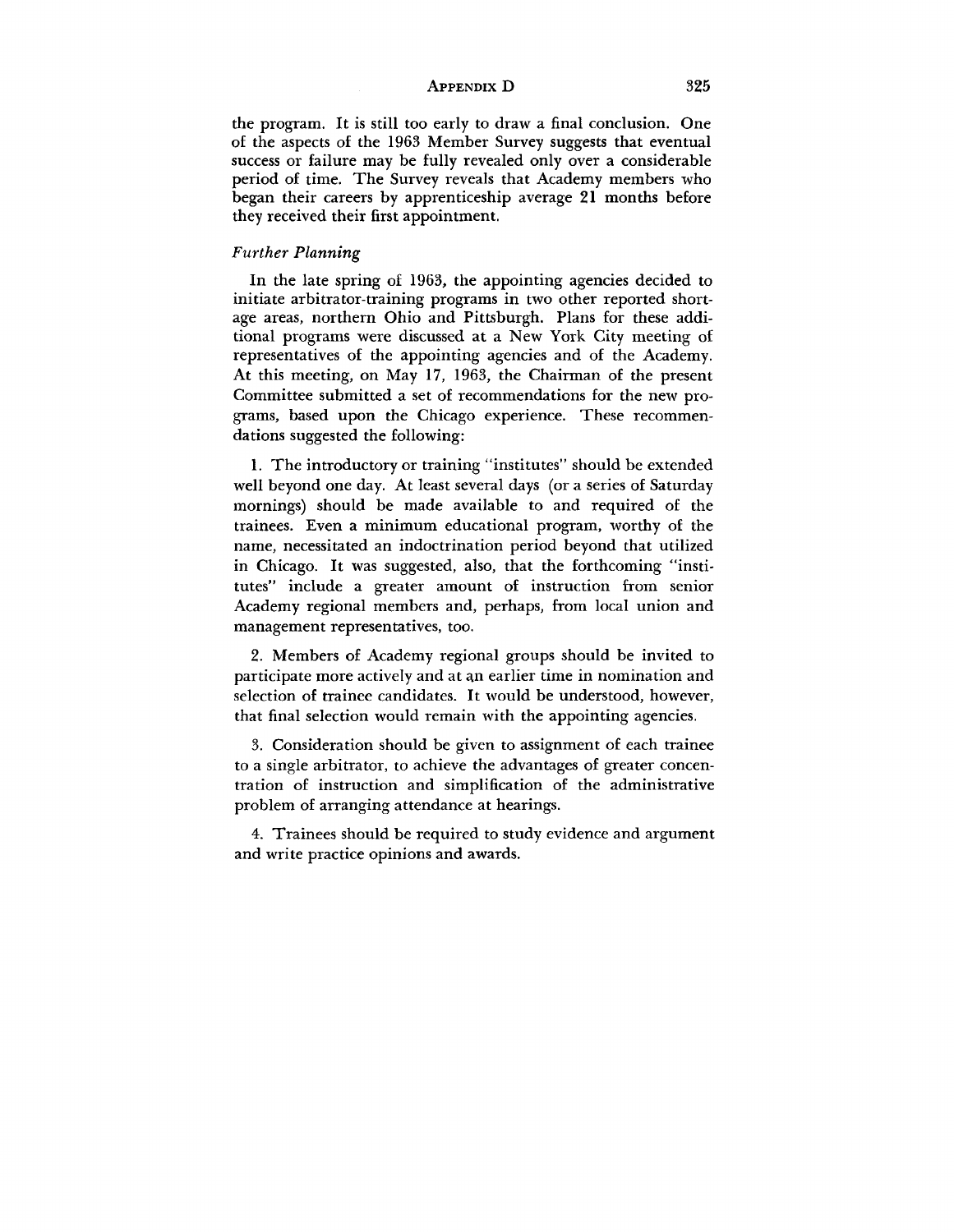the program. It is still too early to draw a final conclusion. One of the aspects of the 1963 Member Survey suggests that eventual success or failure may be fully revealed only over a considerable period of time. The Survey reveals that Academy members who began their careers by apprenticeship average 21 months before they received their first appointment.

*Further Planning*

In the late spring of 1963, the appointing agencies decided to initiate arbitrator-training programs in two other reported shortage areas, northern Ohio and Pittsburgh. Plans for these additional programs were discussed at a New York City meeting of representatives of the appointing agencies and of the Academy. At this meeting, on May 17, 1963, the Chairman of the present Committee submitted a set of recommendations for the new programs, based upon the Chicago experience. These recommendations suggested the following:

1. The introductory or training "institutes" should be extended well beyond one day. At least several days (or a series of Saturday mornings) should be made available to and required of the trainees. Even a minimum educational program, worthy of the name, necessitated an indoctrination period beyond that utilized in Chicago. It was suggested, also, that the forthcoming "institutes" include a greater amount of instruction from senior Academy regional members and, perhaps, from local union and management representatives, too.

2. Members of Academy regional groups should be invited to participate more actively and at an earlier time in nomination and selection of trainee candidates. It would be understood, however, that final selection would remain with the appointing agencies.

3. Consideration should be given to assignment of each trainee to a single arbitrator, to achieve the advantages of greater concentration of instruction and simplification of the administrative problem of arranging attendance at hearings.

4. Trainees should be required to study evidence and argument and write practice opinions and awards.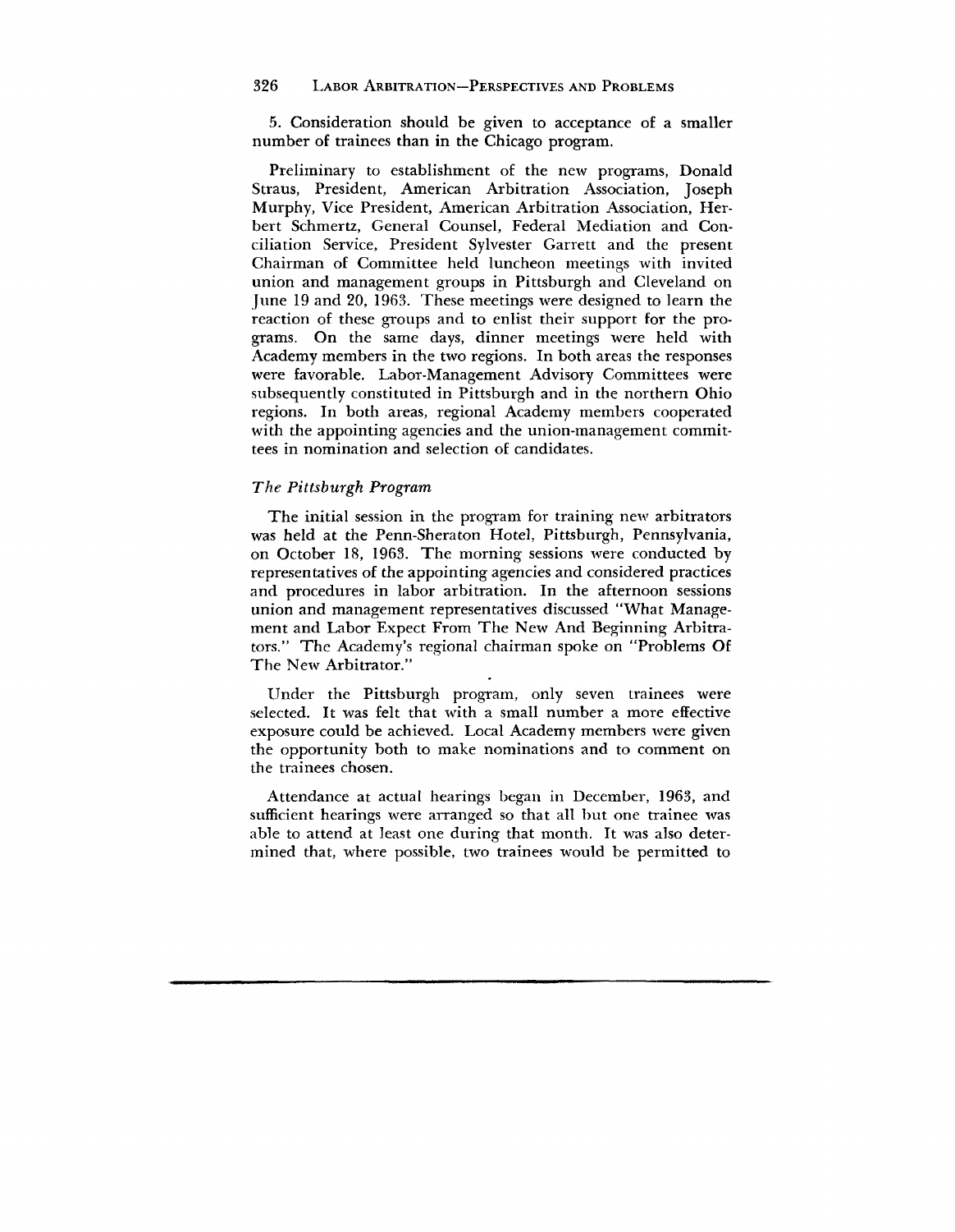5. Consideration should be given to acceptance of a smaller number of trainees than in the Chicago program.

Preliminary to establishment of the new programs, Donald Straus, President, American Arbitration Association, Joseph Murphy, Vice President, American Arbitration Association, Herbert Schmertz, General Counsel, Federal Mediation and Conciliation Service, President Sylvester Garrett and the present Chairman of Committee held luncheon meetings with invited union and management groups in Pittsburgh and Cleveland on June 19 and 20, 1963. These meetings were designed to learn the reaction of these groups and to enlist their support for the programs. On the same days, dinner meetings were held with Academy members in the two regions. In both areas the responses were favorable. Labor-Management Advisory Committees were subsequently constituted in Pittsburgh and in the northern Ohio regions. In both areas, regional Academy members cooperated with the appointing agencies and the union-management committees in nomination and selection of candidates.

### *The Pittsburgh Program*

The initial session in the program for training new arbitrators was held at the Penn-Sheraton Hotel, Pittsburgh, Pennsylvania, on October 18, 1963. The morning sessions were conducted by representatives of the appointing agencies and considered practices and procedures in labor arbitration. In the afternoon sessions union and management representatives discussed "What Management and Labor Expect From The New And Beginning Arbitrators." The Academy's regional chairman spoke on "Problems Of The New Arbitrator."

Under the Pittsburgh program, only seven trainees were selected. It was felt that with a small number a more effective exposure could be achieved. Local Academy members were given the opportunity both to make nominations and to comment on the trainees chosen.

Attendance at actual hearings began in December, 1963, and sufficient hearings were arranged so that all but one trainee was able to attend at least one during that month. It was also determined that, where possible, two trainees would be permitted to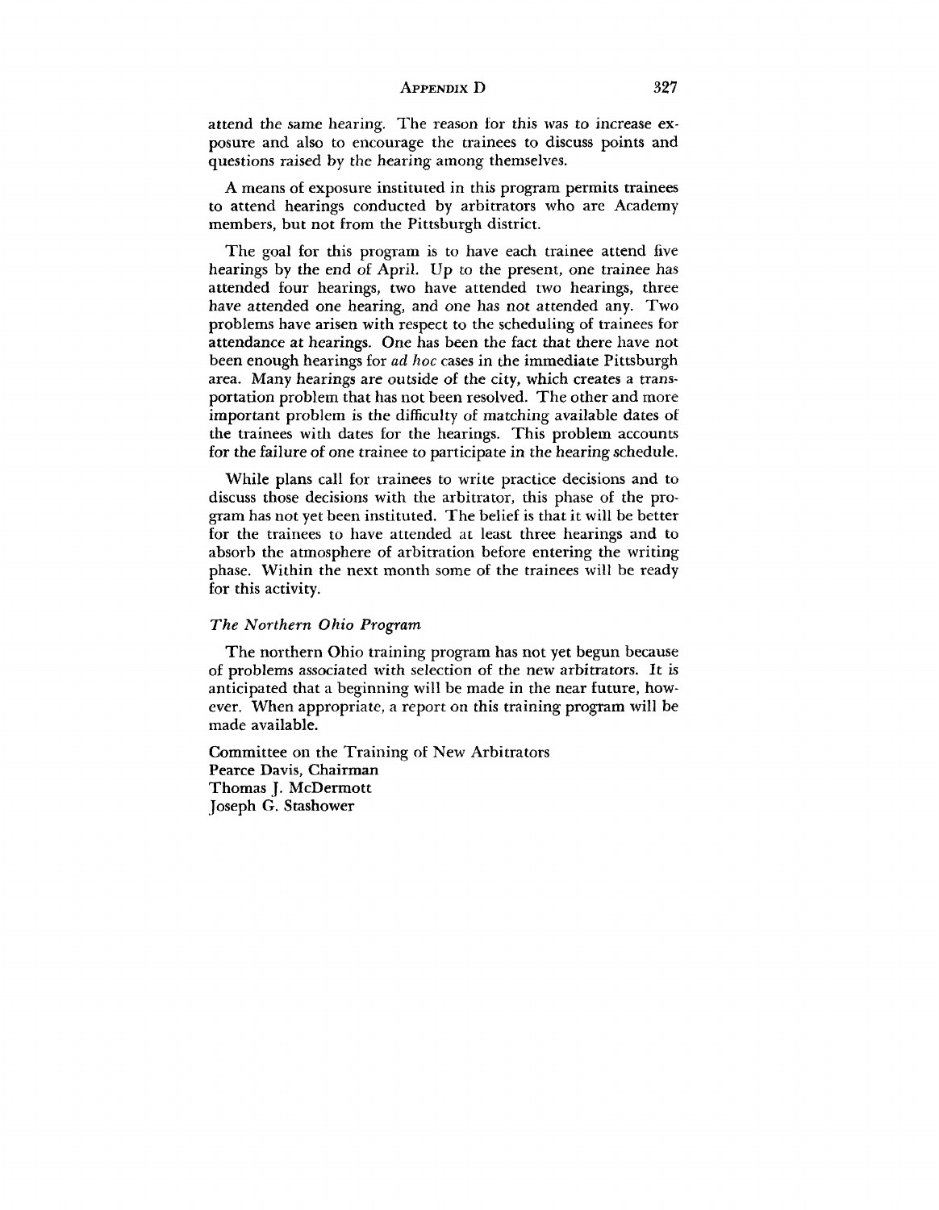attend the same hearing. The reason for this was to increase exposure and also to encourage the trainees to discuss points and questions raised by the hearing among themselves.

A means of exposure instituted in this program permits trainees to attend hearings conducted by arbitrators who are Academy members, but not from the Pittsburgh district.

The goal for this program is to have each trainee attend five hearings by the end of April. Up to the present, one trainee has attended four hearings, two have attended two hearings, three have attended one hearing, and one has not attended any. Two problems have arisen with respect to the scheduling of trainees for attendance at hearings. One has been the fact that there have not been enough hearings for *ad hoc* cases in the immediate Pittsburgh area. Many hearings are outside of the city, which creates a transportation problem that has not been resolved. The other and more important problem is the difficulty of matching available dates of the trainees with dates for the hearings. This problem accounts for the failure of one trainee to participate in the hearing schedule.

While plans call for trainees to write practice decisions and to discuss those decisions with the arbitrator, this phase of the program has not yet been instituted. The belief is that it will be better for the trainees to have attended at least three hearings and to absorb the atmosphere of arbitration before entering the writing phase. Within the next month some of the trainees will be ready for this activity.

### *The Northern Ohio Program*

The northern Ohio training program has not yet begun because of problems associated with selection of the new arbitrators. It is anticipated that a beginning will be made in the near future, however. When appropriate, a report on this training program will be made available.

Committee on the Training of New Arbitrators
Pearce Davis, Chairman
Thomas J. McDermott
Joseph G. Stashower